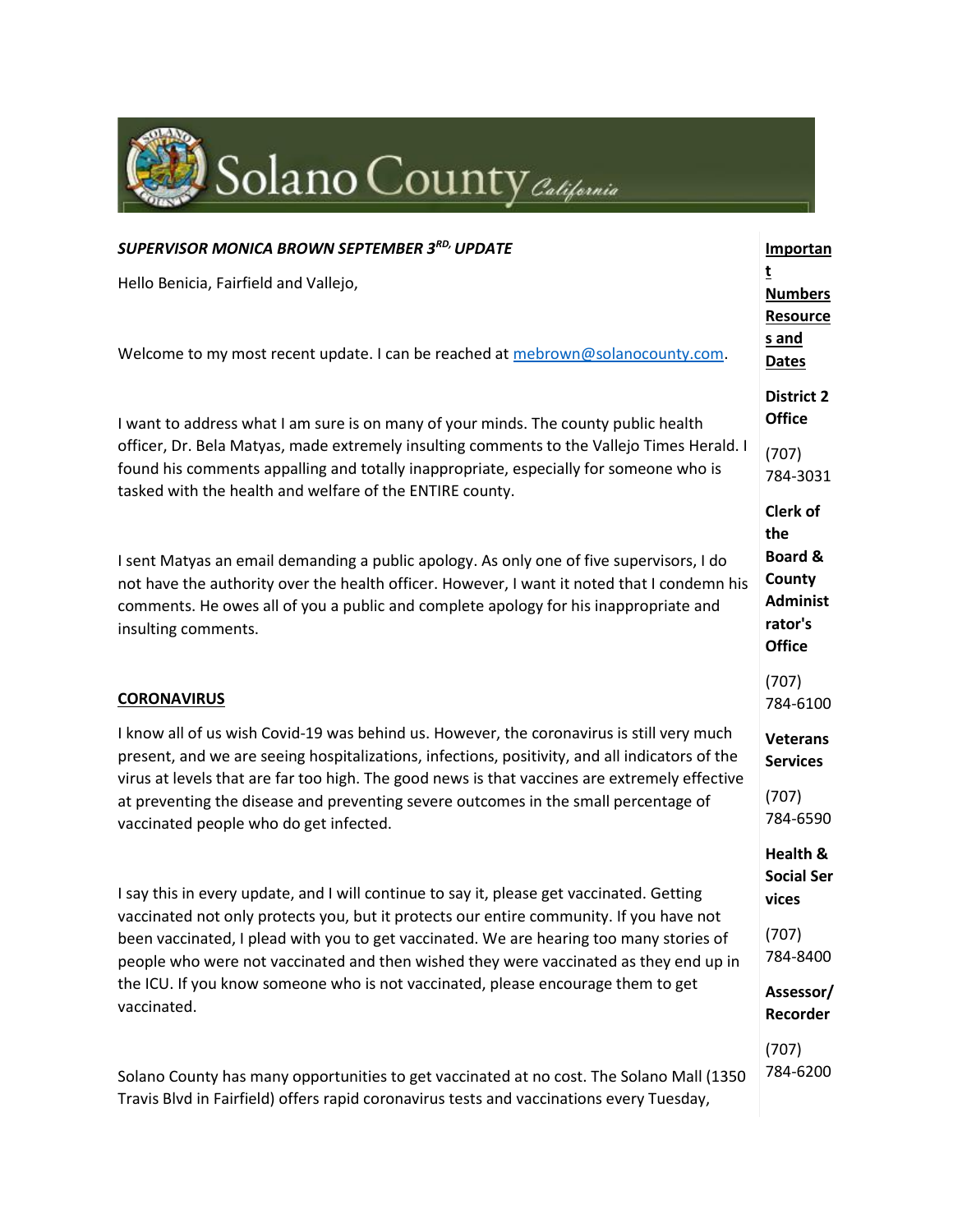# Solano County California

***SUPERVISOR MONICA BROWN SEPTEMBER 3RD, UPDATE***

Hello Benicia, Fairfield and Vallejo,

Welcome to my most recent update. I can be reached at mebrown@solanocounty.com.

I want to address what I am sure is on many of your minds. The county public health officer, Dr. Bela Matyas, made extremely insulting comments to the Vallejo Times Herald. I found his comments appalling and totally inappropriate, especially for someone who is tasked with the health and welfare of the ENTIRE county.

I sent Matyas an email demanding a public apology. As only one of five supervisors, I do not have the authority over the health officer. However, I want it noted that I condemn his comments. He owes all of you a public and complete apology for his inappropriate and insulting comments.

**CORONAVIRUS**

I know all of us wish Covid-19 was behind us. However, the coronavirus is still very much present, and we are seeing hospitalizations, infections, positivity, and all indicators of the virus at levels that are far too high. The good news is that vaccines are extremely effective at preventing the disease and preventing severe outcomes in the small percentage of vaccinated people who do get infected.

I say this in every update, and I will continue to say it, please get vaccinated. Getting vaccinated not only protects you, but it protects our entire community. If you have not been vaccinated, I plead with you to get vaccinated. We are hearing too many stories of people who were not vaccinated and then wished they were vaccinated as they end up in the ICU. If you know someone who is not vaccinated, please encourage them to get vaccinated.

Solano County has many opportunities to get vaccinated at no cost. The Solano Mall (1350 Travis Blvd in Fairfield) offers rapid coronavirus tests and vaccinations every Tuesday,

**Important Numbers Resources and Dates**

**District 2 Office**

(707) 784-3031

**Clerk of the Board & County Administrator's Office**

(707) 784-6100

**Veterans Services**

(707) 784-6590

**Health & Social Services**

(707) 784-8400

**Assessor/ Recorder**

(707) 784-6200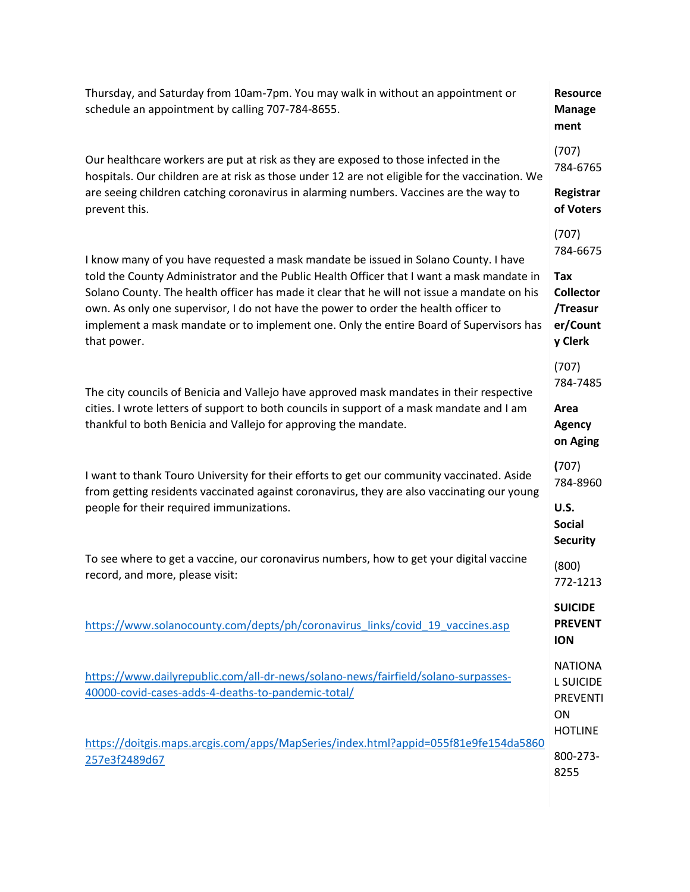Thursday, and Saturday from 10am-7pm. You may walk in without an appointment or schedule an appointment by calling 707-784-8655.

Our healthcare workers are put at risk as they are exposed to those infected in the hospitals. Our children are at risk as those under 12 are not eligible for the vaccination. We are seeing children catching coronavirus in alarming numbers. Vaccines are the way to prevent this.

I know many of you have requested a mask mandate be issued in Solano County. I have told the County Administrator and the Public Health Officer that I want a mask mandate in Solano County. The health officer has made it clear that he will not issue a mandate on his own. As only one supervisor, I do not have the power to order the health officer to implement a mask mandate or to implement one. Only the entire Board of Supervisors has that power.

The city councils of Benicia and Vallejo have approved mask mandates in their respective cities. I wrote letters of support to both councils in support of a mask mandate and I am thankful to both Benicia and Vallejo for approving the mandate.

I want to thank Touro University for their efforts to get our community vaccinated. Aside from getting residents vaccinated against coronavirus, they are also vaccinating our young people for their required immunizations.

To see where to get a vaccine, our coronavirus numbers, how to get your digital vaccine record, and more, please visit:

https://www.solanocounty.com/depts/ph/coronavirus_links/covid_19_vaccines.asp

https://www.dailyrepublic.com/all-dr-news/solano-news/fairfield/solano-surpasses-40000-covid-cases-adds-4-deaths-to-pandemic-total/

https://doitgis.maps.arcgis.com/apps/MapSeries/index.html?appid=055f81e9fe154da5860257e3f2489d67

**Resource Management**

(707) 784-6765

**Registrar of Voters**

(707) 784-6675

**Tax Collector/Treasurer/County Clerk**

(707) 784-7485

**Area Agency on Aging**

(707) 784-8960

**U.S. Social Security**

(800) 772-1213

**SUICIDE PREVENTION**

NATIONAL SUICIDE PREVENTION HOTLINE

800-273-8255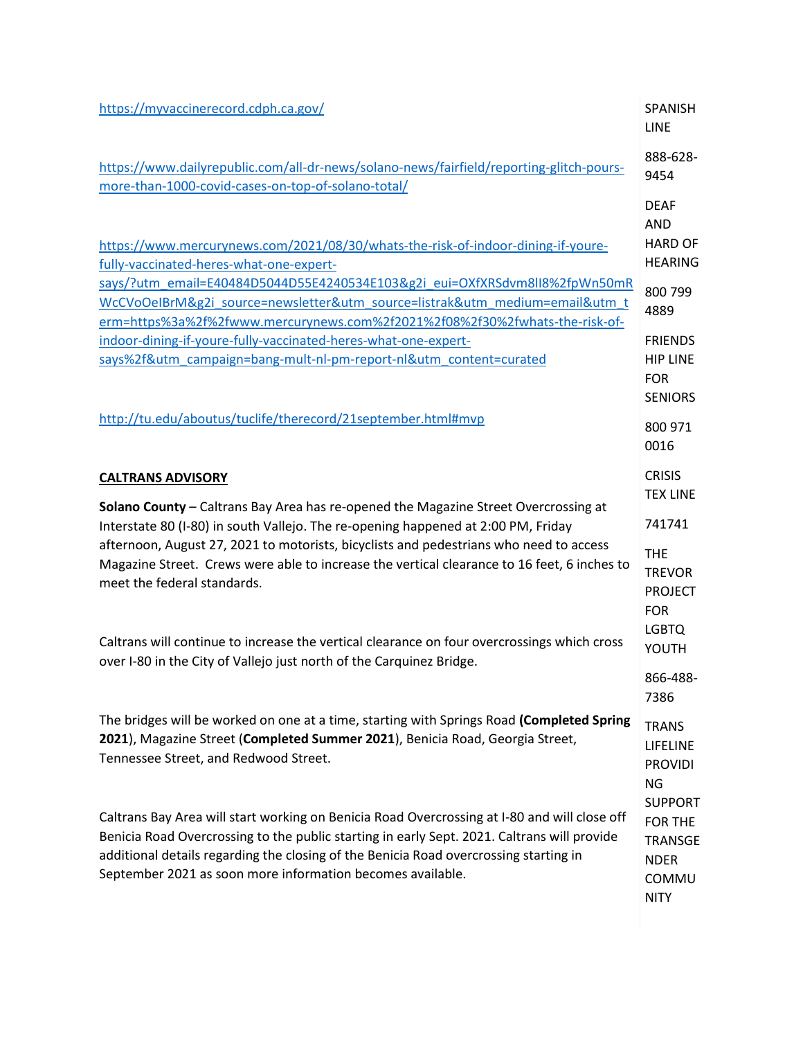https://myvaccinerecord.cdph.ca.gov/

https://www.dailyrepublic.com/all-dr-news/solano-news/fairfield/reporting-glitch-pours-more-than-1000-covid-cases-on-top-of-solano-total/

https://www.mercurynews.com/2021/08/30/whats-the-risk-of-indoor-dining-if-youre-fully-vaccinated-heres-what-one-expert-says/?utm_email=E40484D5044D55E4240534E103&g2i_eui=OXfXRSdvm8lI8%2fpWn50mRWcCVoOeIBrM&g2i_source=newsletter&utm_source=listrak&utm_medium=email&utm_term=https%3a%2f%2fwww.mercurynews.com%2f2021%2f08%2f30%2fwhats-the-risk-of-indoor-dining-if-youre-fully-vaccinated-heres-what-one-expert-says%2f&utm_campaign=bang-mult-nl-pm-report-nl&utm_content=curated

http://tu.edu/aboutus/tuclife/therecord/21september.html#mvp

**CALTRANS ADVISORY**

**Solano County** – Caltrans Bay Area has re-opened the Magazine Street Overcrossing at Interstate 80 (I-80) in south Vallejo. The re-opening happened at 2:00 PM, Friday afternoon, August 27, 2021 to motorists, bicyclists and pedestrians who need to access Magazine Street. Crews were able to increase the vertical clearance to 16 feet, 6 inches to meet the federal standards.

Caltrans will continue to increase the vertical clearance on four overcrossings which cross over I-80 in the City of Vallejo just north of the Carquinez Bridge.

The bridges will be worked on one at a time, starting with Springs Road **(Completed Spring 2021**), Magazine Street (**Completed Summer 2021**), Benicia Road, Georgia Street, Tennessee Street, and Redwood Street.

Caltrans Bay Area will start working on Benicia Road Overcrossing at I-80 and will close off Benicia Road Overcrossing to the public starting in early Sept. 2021. Caltrans will provide additional details regarding the closing of the Benicia Road overcrossing starting in September 2021 as soon more information becomes available.

SPANISH LINE

888-628-9454

DEAF AND HARD OF HEARING

800 799 4889

FRIENDSHIP LINE FOR SENIORS

800 971 0016

CRISIS TEX LINE

741741

THE TREVOR PROJECT FOR LGBTQ YOUTH

866-488-7386

TRANS LIFELINE PROVIDING SUPPORT FOR THE TRANSGENDER COMMUNITY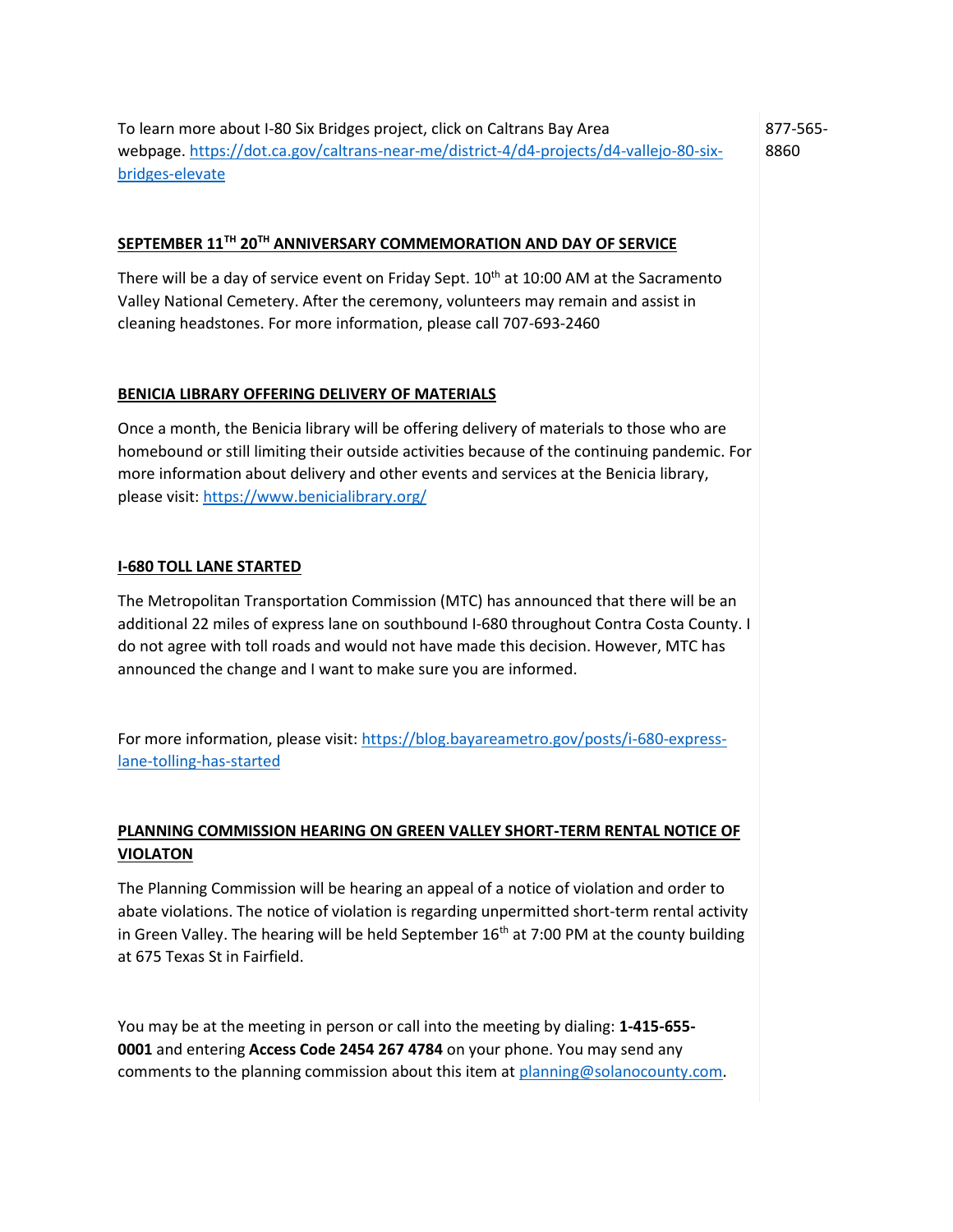To learn more about I-80 Six Bridges project, click on Caltrans Bay Area webpage. https://dot.ca.gov/caltrans-near-me/district-4/d4-projects/d4-vallejo-80-six-bridges-elevate

877-565-8860

## SEPTEMBER 11TH 20TH ANNIVERSARY COMMEMORATION AND DAY OF SERVICE

There will be a day of service event on Friday Sept. 10th at 10:00 AM at the Sacramento Valley National Cemetery. After the ceremony, volunteers may remain and assist in cleaning headstones. For more information, please call 707-693-2460

## BENICIA LIBRARY OFFERING DELIVERY OF MATERIALS

Once a month, the Benicia library will be offering delivery of materials to those who are homebound or still limiting their outside activities because of the continuing pandemic. For more information about delivery and other events and services at the Benicia library, please visit: https://www.benicialibrary.org/

## I-680 TOLL LANE STARTED

The Metropolitan Transportation Commission (MTC) has announced that there will be an additional 22 miles of express lane on southbound I-680 throughout Contra Costa County. I do not agree with toll roads and would not have made this decision. However, MTC has announced the change and I want to make sure you are informed.

For more information, please visit: https://blog.bayareametro.gov/posts/i-680-express-lane-tolling-has-started

## PLANNING COMMISSION HEARING ON GREEN VALLEY SHORT-TERM RENTAL NOTICE OF VIOLATON

The Planning Commission will be hearing an appeal of a notice of violation and order to abate violations. The notice of violation is regarding unpermitted short-term rental activity in Green Valley. The hearing will be held September 16th at 7:00 PM at the county building at 675 Texas St in Fairfield.

You may be at the meeting in person or call into the meeting by dialing: **1-415-655-0001** and entering **Access Code 2454 267 4784** on your phone. You may send any comments to the planning commission about this item at planning@solanocounty.com.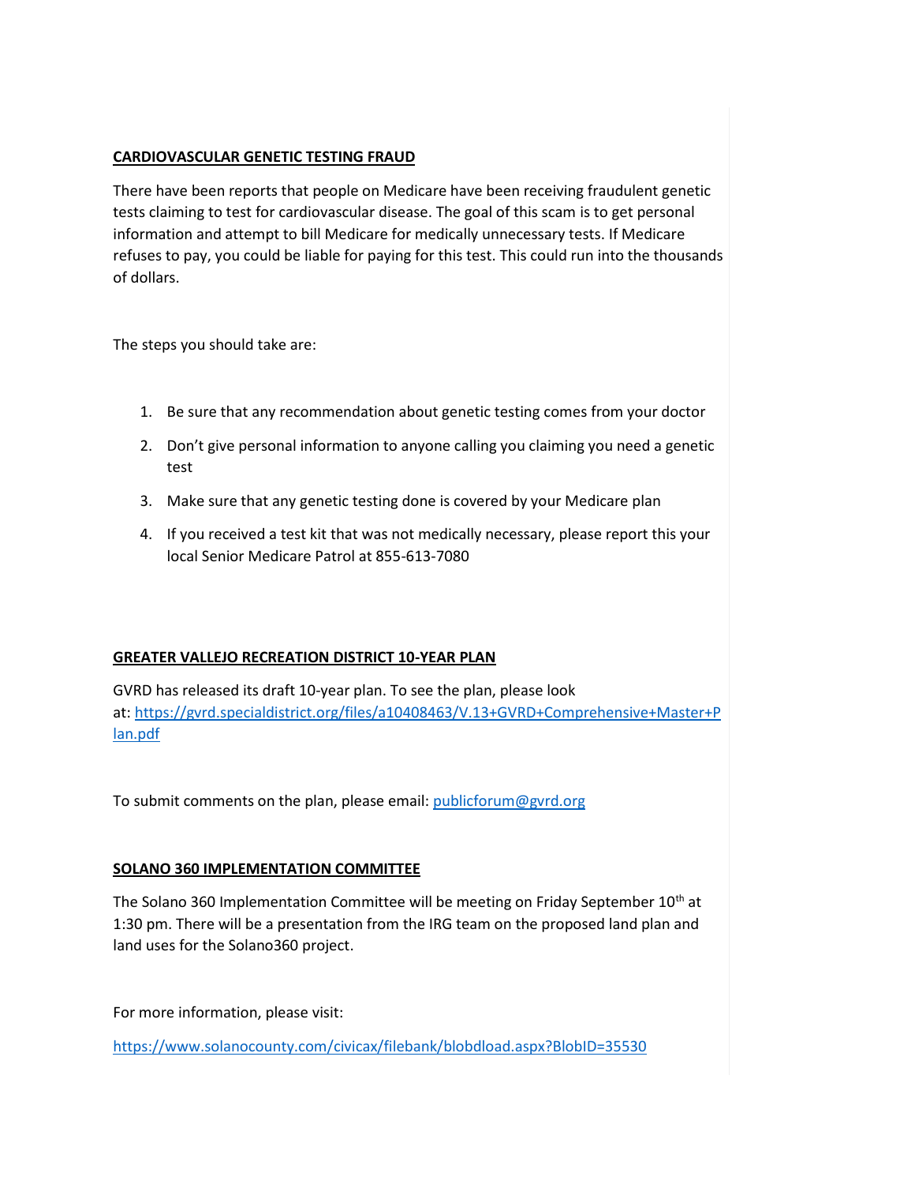## CARDIOVASCULAR GENETIC TESTING FRAUD

There have been reports that people on Medicare have been receiving fraudulent genetic tests claiming to test for cardiovascular disease. The goal of this scam is to get personal information and attempt to bill Medicare for medically unnecessary tests. If Medicare refuses to pay, you could be liable for paying for this test. This could run into the thousands of dollars.

The steps you should take are:

1. Be sure that any recommendation about genetic testing comes from your doctor
2. Don't give personal information to anyone calling you claiming you need a genetic test
3. Make sure that any genetic testing done is covered by your Medicare plan
4. If you received a test kit that was not medically necessary, please report this your local Senior Medicare Patrol at 855-613-7080

## GREATER VALLEJO RECREATION DISTRICT 10-YEAR PLAN

GVRD has released its draft 10-year plan. To see the plan, please look at: [https://gvrd.specialdistrict.org/files/a10408463/V.13+GVRD+Comprehensive+Master+Plan.pdf](https://gvrd.specialdistrict.org/files/a10408463/V.13+GVRD+Comprehensive+Master+Plan.pdf)

To submit comments on the plan, please email: [publicforum@gvrd.org](mailto:publicforum@gvrd.org)

## SOLANO 360 IMPLEMENTATION COMMITTEE

The Solano 360 Implementation Committee will be meeting on Friday September 10th at 1:30 pm. There will be a presentation from the IRG team on the proposed land plan and land uses for the Solano360 project.

For more information, please visit:

[https://www.solanocounty.com/civicax/filebank/blobdload.aspx?BlobID=35530](https://www.solanocounty.com/civicax/filebank/blobdload.aspx?BlobID=35530)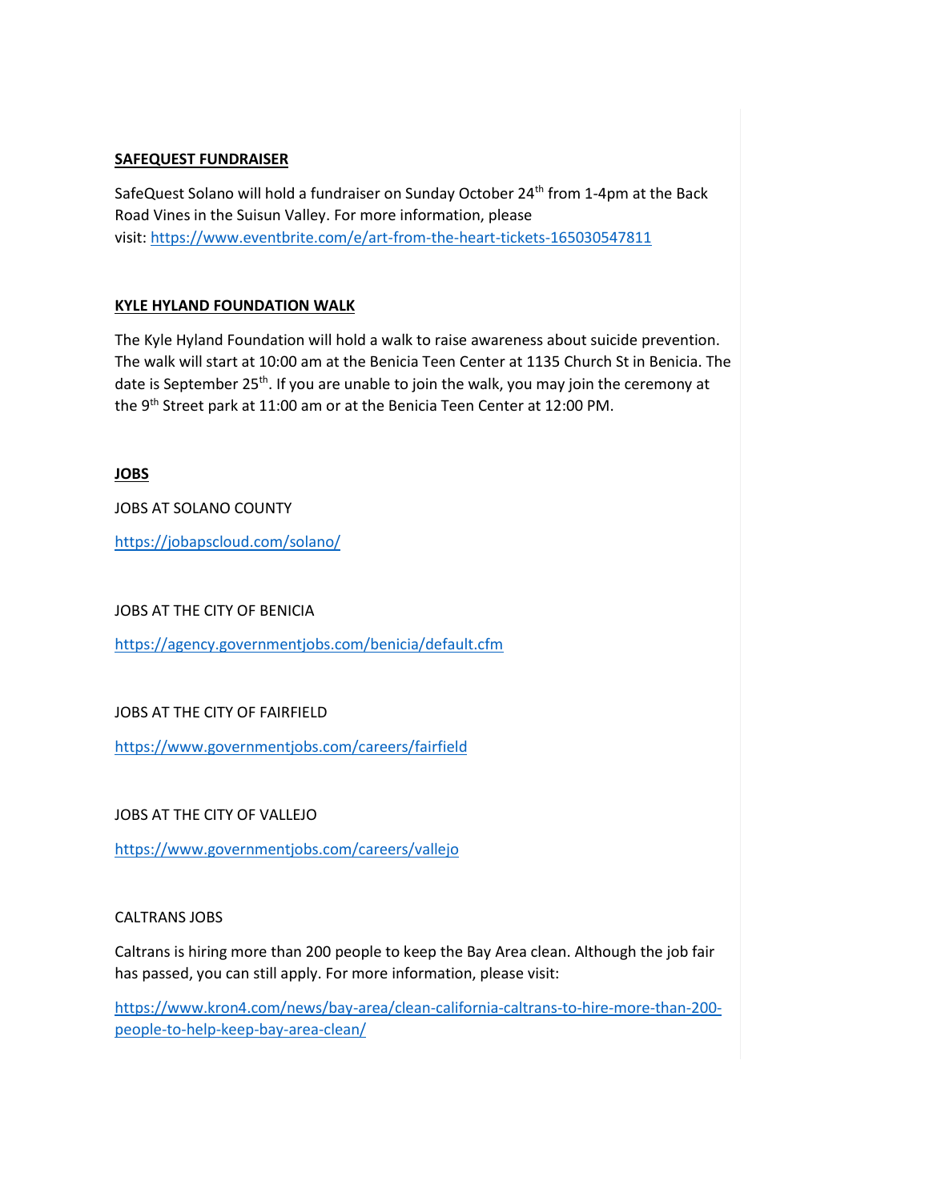**SAFEQUEST FUNDRAISER**

SafeQuest Solano will hold a fundraiser on Sunday October 24th from 1-4pm at the Back Road Vines in the Suisun Valley. For more information, please visit: https://www.eventbrite.com/e/art-from-the-heart-tickets-165030547811

**KYLE HYLAND FOUNDATION WALK**

The Kyle Hyland Foundation will hold a walk to raise awareness about suicide prevention. The walk will start at 10:00 am at the Benicia Teen Center at 1135 Church St in Benicia. The date is September 25th. If you are unable to join the walk, you may join the ceremony at the 9th Street park at 11:00 am or at the Benicia Teen Center at 12:00 PM.

**JOBS**

JOBS AT SOLANO COUNTY

https://jobapscloud.com/solano/

JOBS AT THE CITY OF BENICIA

https://agency.governmentjobs.com/benicia/default.cfm

JOBS AT THE CITY OF FAIRFIELD

https://www.governmentjobs.com/careers/fairfield

JOBS AT THE CITY OF VALLEJO

https://www.governmentjobs.com/careers/vallejo

CALTRANS JOBS

Caltrans is hiring more than 200 people to keep the Bay Area clean. Although the job fair has passed, you can still apply. For more information, please visit:

https://www.kron4.com/news/bay-area/clean-california-caltrans-to-hire-more-than-200-people-to-help-keep-bay-area-clean/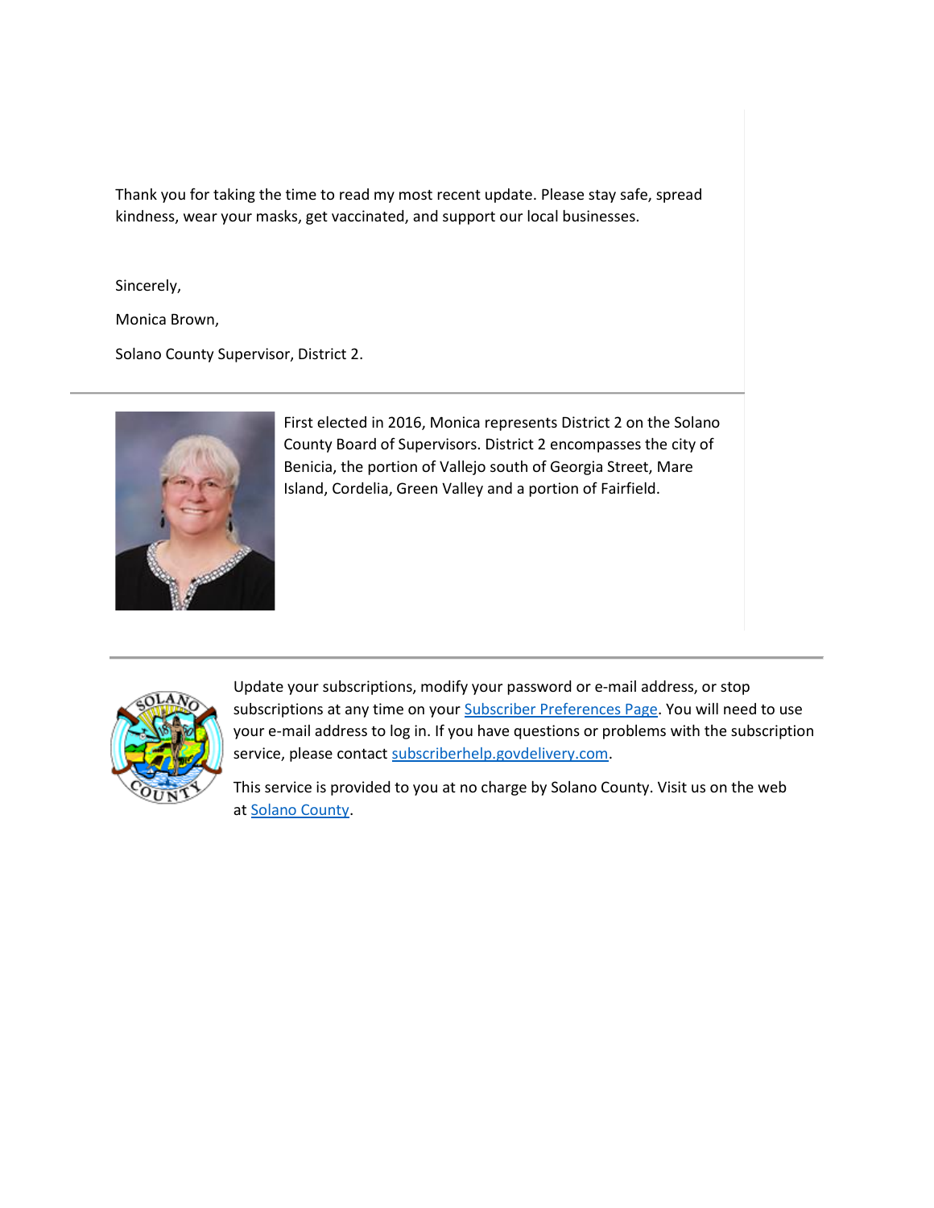Thank you for taking the time to read my most recent update. Please stay safe, spread kindness, wear your masks, get vaccinated, and support our local businesses.

Sincerely,

Monica Brown,

Solano County Supervisor, District 2.

---

First elected in 2016, Monica represents District 2 on the Solano County Board of Supervisors. District 2 encompasses the city of Benicia, the portion of Vallejo south of Georgia Street, Mare Island, Cordelia, Green Valley and a portion of Fairfield.

---

Update your subscriptions, modify your password or e-mail address, or stop subscriptions at any time on your Subscriber Preferences Page. You will need to use your e-mail address to log in. If you have questions or problems with the subscription service, please contact subscriberhelp.govdelivery.com.

This service is provided to you at no charge by Solano County. Visit us on the web at Solano County.